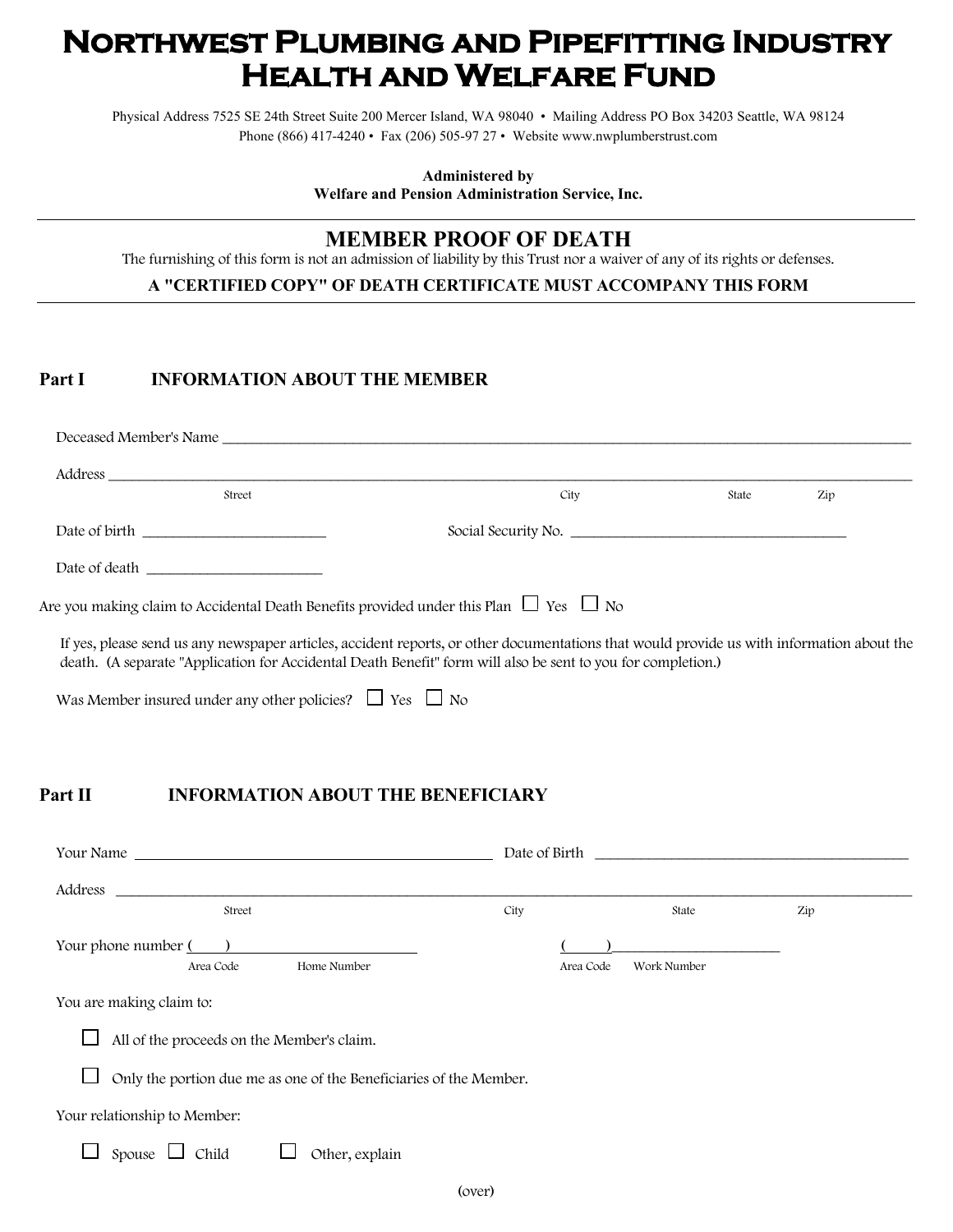# Northwest Plumbing and Pipefitting Industry Health and Welfare Fund

Physical Address 7525 SE 24th Street Suite 200 Mercer Island, WA 98040 • Mailing Address PO Box 34203 Seattle, WA 98124
Phone (866) 417-4240 • Fax (206) 505-97 27 • Website www.nwplumberstrust.com

**Administered by**
**Welfare and Pension Administration Service, Inc.**

---

## MEMBER PROOF OF DEATH

The furnishing of this form is not an admission of liability by this Trust nor a waiver of any of its rights or defenses.

**A "CERTIFIED COPY" OF DEATH CERTIFICATE MUST ACCOMPANY THIS FORM**

---

### Part I INFORMATION ABOUT THE MEMBER

Deceased Member's Name ______________________________________________

Address ______________________________________________
Street City State Zip

Date of birth ____________________ Social Security No. ______________________________

Date of death ____________________

Are you making claim to Accidental Death Benefits provided under this Plan ☐ Yes ☐ No

If yes, please send us any newspaper articles, accident reports, or other documentations that would provide us with information about the death. (A separate "Application for Accidental Death Benefit" form will also be sent to you for completion.)

Was Member insured under any other policies? ☐ Yes ☐ No

### Part II INFORMATION ABOUT THE BENEFICIARY

Your Name ______________________________ Date of Birth ______________________________

Address ______________________________________________
Street City State Zip

Your phone number (____) ____________________ (____) ____________________
Area Code Home Number Area Code Work Number

You are making claim to:

☐ All of the proceeds on the Member's claim.

☐ Only the portion due me as one of the Beneficiaries of the Member.

Your relationship to Member:

☐ Spouse ☐ Child ☐ Other, explain

(over)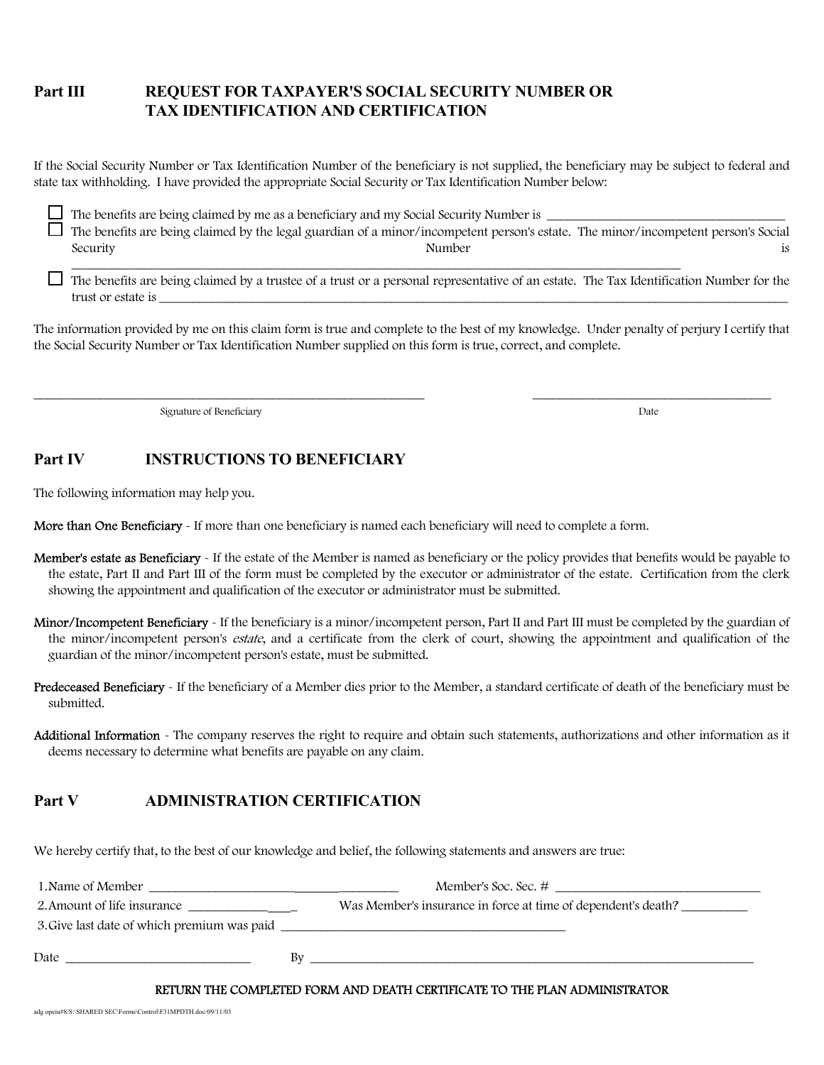## Part III REQUEST FOR TAXPAYER'S SOCIAL SECURITY NUMBER OR TAX IDENTIFICATION AND CERTIFICATION

If the Social Security Number or Tax Identification Number of the beneficiary is not supplied, the beneficiary may be subject to federal and state tax withholding. I have provided the appropriate Social Security or Tax Identification Number below:

- ☐ The benefits are being claimed by me as a beneficiary and my Social Security Number is ____________________
- ☐ The benefits are being claimed by the legal guardian of a minor/incompetent person's estate. The minor/incompetent person's Social Security Number is ____________________
- ☐ The benefits are being claimed by a trustee of a trust or a personal representative of an estate. The Tax Identification Number for the trust or estate is ____________________

The information provided by me on this claim form is true and complete to the best of my knowledge. Under penalty of perjury I certify that the Social Security Number or Tax Identification Number supplied on this form is true, correct, and complete.

____________________ Signature of Beneficiary

____________________ Date

## Part IV INSTRUCTIONS TO BENEFICIARY

The following information may help you.

**More than One Beneficiary** - If more than one beneficiary is named each beneficiary will need to complete a form.

**Member's estate as Beneficiary** - If the estate of the Member is named as beneficiary or the policy provides that benefits would be payable to the estate, Part II and Part III of the form must be completed by the executor or administrator of the estate. Certification from the clerk showing the appointment and qualification of the executor or administrator must be submitted.

**Minor/Incompetent Beneficiary** - If the beneficiary is a minor/incompetent person, Part II and Part III must be completed by the guardian of the minor/incompetent person's *estate*, and a certificate from the clerk of court, showing the appointment and qualification of the guardian of the minor/incompetent person's estate, must be submitted.

**Predeceased Beneficiary** - If the beneficiary of a Member dies prior to the Member, a standard certificate of death of the beneficiary must be submitted.

**Additional Information** - The company reserves the right to require and obtain such statements, authorizations and other information as it deems necessary to determine what benefits are payable on any claim.

## Part V ADMINISTRATION CERTIFICATION

We hereby certify that, to the best of our knowledge and belief, the following statements and answers are true:

1. Name of Member ____________________ Member's Soc. Sec. # ____________________
2. Amount of life insurance ____________ Was Member's insurance in force at time of dependent's death? __________
3. Give last date of which premium was paid ____________________

Date ____________________ By ____________________

**RETURN THE COMPLETED FORM AND DEATH CERTIFICATE TO THE PLAN ADMINISTRATOR**

adg opeiu#8/S:\SHARED SEC\Forms\Control\F31MPDTH.doc/09/11/03